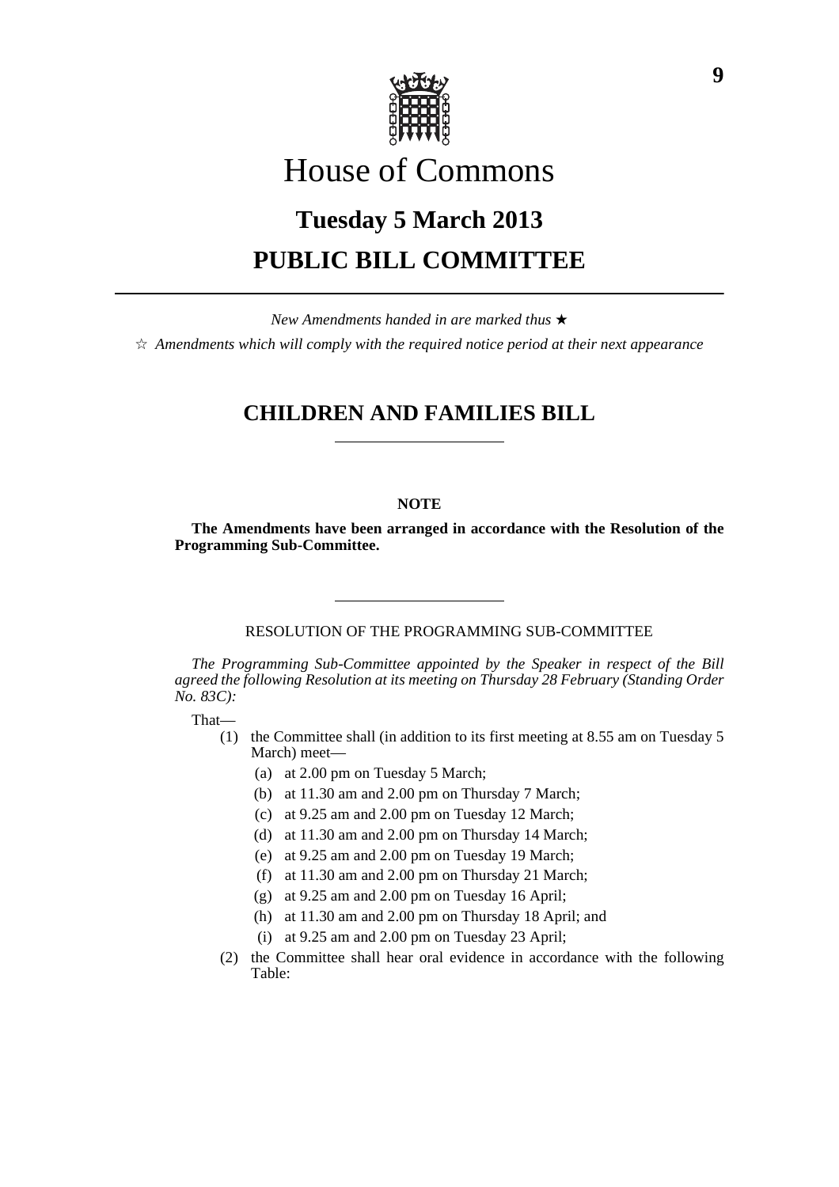# House of Commons

## Tuesday 5 March 2013

## PUBLIC BILL COMMITTEE

*New Amendments handed in are marked thus* ★

☆ *Amendments which will comply with the required notice period at their next appearance*

## CHILDREN AND FAMILIES BILL

### NOTE

**The Amendments have been arranged in accordance with the Resolution of the Programming Sub-Committee.**

RESOLUTION OF THE PROGRAMMING SUB-COMMITTEE

*The Programming Sub-Committee appointed by the Speaker in respect of the Bill agreed the following Resolution at its meeting on Thursday 28 February (Standing Order No. 83C):*

That—

(1) the Committee shall (in addition to its first meeting at 8.55 am on Tuesday 5 March) meet—

- (a) at 2.00 pm on Tuesday 5 March;
- (b) at 11.30 am and 2.00 pm on Thursday 7 March;
- (c) at 9.25 am and 2.00 pm on Tuesday 12 March;
- (d) at 11.30 am and 2.00 pm on Thursday 14 March;
- (e) at 9.25 am and 2.00 pm on Tuesday 19 March;
- (f) at 11.30 am and 2.00 pm on Thursday 21 March;
- (g) at 9.25 am and 2.00 pm on Tuesday 16 April;
- (h) at 11.30 am and 2.00 pm on Thursday 18 April; and
- (i) at 9.25 am and 2.00 pm on Tuesday 23 April;

(2) the Committee shall hear oral evidence in accordance with the following Table: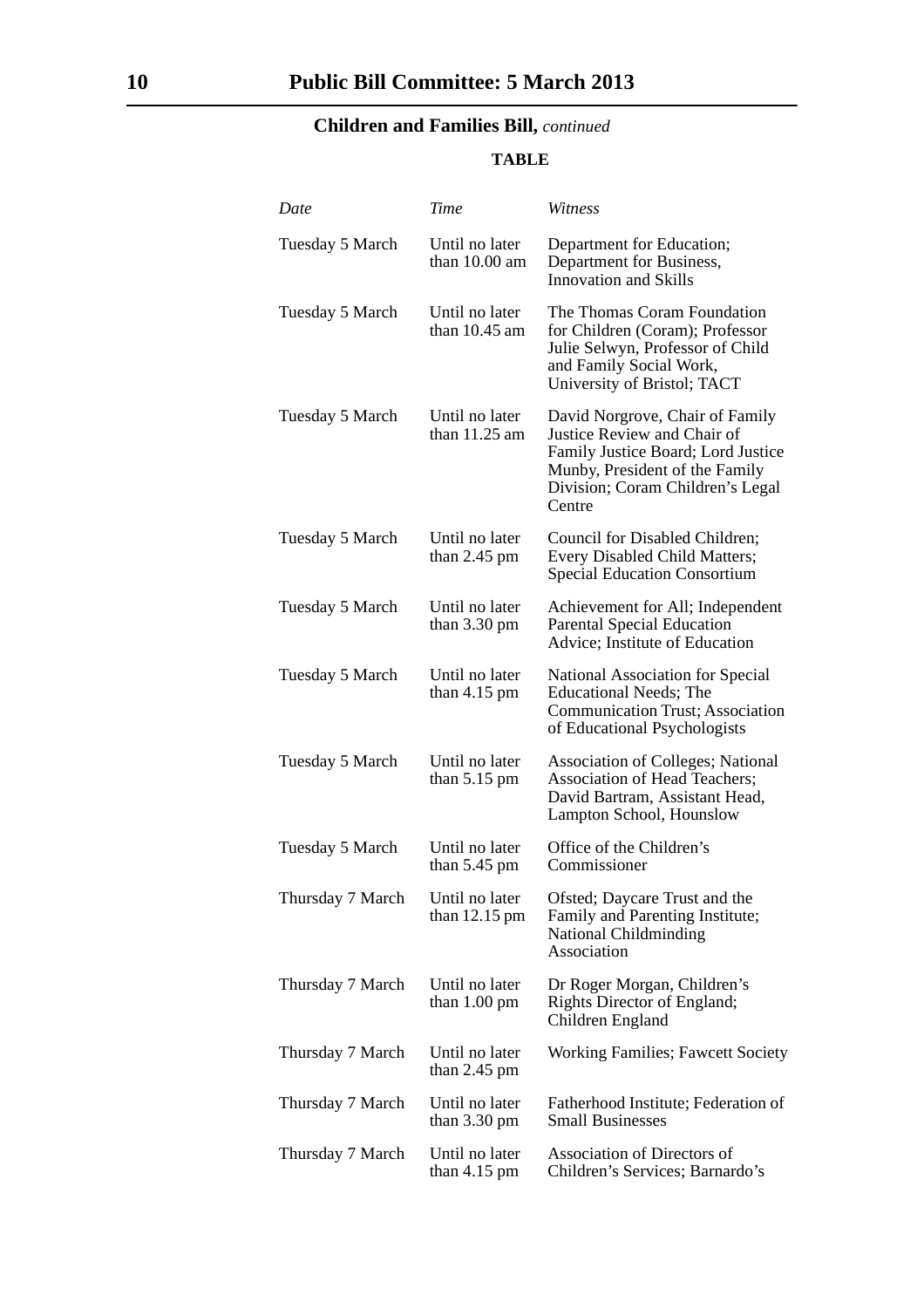## Children and Families Bill, *continued*

**TABLE**

| *Date* | *Time* | *Witness* |
| --- | --- | --- |
| Tuesday 5 March | Until no later than 10.00 am | Department for Education; Department for Business, Innovation and Skills |
| Tuesday 5 March | Until no later than 10.45 am | The Thomas Coram Foundation for Children (Coram); Professor Julie Selwyn, Professor of Child and Family Social Work, University of Bristol; TACT |
| Tuesday 5 March | Until no later than 11.25 am | David Norgrove, Chair of Family Justice Review and Chair of Family Justice Board; Lord Justice Munby, President of the Family Division; Coram Children's Legal Centre |
| Tuesday 5 March | Until no later than 2.45 pm | Council for Disabled Children; Every Disabled Child Matters; Special Education Consortium |
| Tuesday 5 March | Until no later than 3.30 pm | Achievement for All; Independent Parental Special Education Advice; Institute of Education |
| Tuesday 5 March | Until no later than 4.15 pm | National Association for Special Educational Needs; The Communication Trust; Association of Educational Psychologists |
| Tuesday 5 March | Until no later than 5.15 pm | Association of Colleges; National Association of Head Teachers; David Bartram, Assistant Head, Lampton School, Hounslow |
| Tuesday 5 March | Until no later than 5.45 pm | Office of the Children's Commissioner |
| Thursday 7 March | Until no later than 12.15 pm | Ofsted; Daycare Trust and the Family and Parenting Institute; National Childminding Association |
| Thursday 7 March | Until no later than 1.00 pm | Dr Roger Morgan, Children's Rights Director of England; Children England |
| Thursday 7 March | Until no later than 2.45 pm | Working Families; Fawcett Society |
| Thursday 7 March | Until no later than 3.30 pm | Fatherhood Institute; Federation of Small Businesses |
| Thursday 7 March | Until no later than 4.15 pm | Association of Directors of Children's Services; Barnardo's |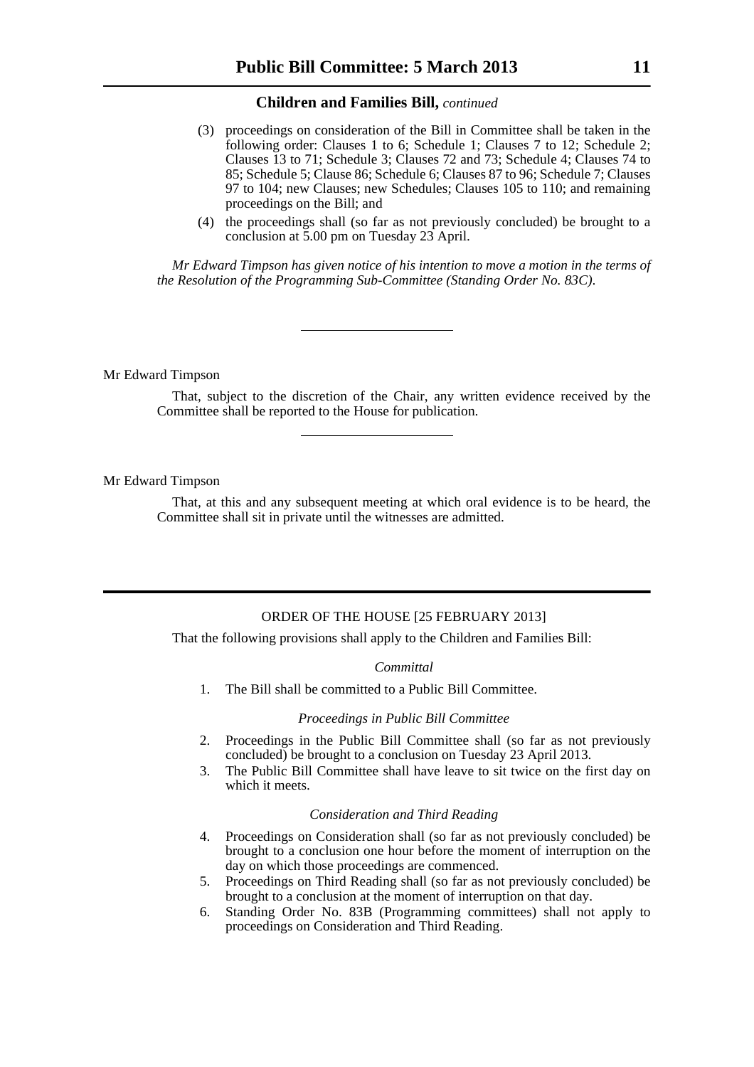## Children and Families Bill, *continued*

(3) proceedings on consideration of the Bill in Committee shall be taken in the following order: Clauses 1 to 6; Schedule 1; Clauses 7 to 12; Schedule 2; Clauses 13 to 71; Schedule 3; Clauses 72 and 73; Schedule 4; Clauses 74 to 85; Schedule 5; Clause 86; Schedule 6; Clauses 87 to 96; Schedule 7; Clauses 97 to 104; new Clauses; new Schedules; Clauses 105 to 110; and remaining proceedings on the Bill; and

(4) the proceedings shall (so far as not previously concluded) be brought to a conclusion at 5.00 pm on Tuesday 23 April.

*Mr Edward Timpson has given notice of his intention to move a motion in the terms of the Resolution of the Programming Sub-Committee (Standing Order No. 83C).*

---

Mr Edward Timpson

That, subject to the discretion of the Chair, any written evidence received by the Committee shall be reported to the House for publication.

---

Mr Edward Timpson

That, at this and any subsequent meeting at which oral evidence is to be heard, the Committee shall sit in private until the witnesses are admitted.

---

ORDER OF THE HOUSE [25 FEBRUARY 2013]

That the following provisions shall apply to the Children and Families Bill:

*Committal*

1. The Bill shall be committed to a Public Bill Committee.

*Proceedings in Public Bill Committee*

2. Proceedings in the Public Bill Committee shall (so far as not previously concluded) be brought to a conclusion on Tuesday 23 April 2013.
3. The Public Bill Committee shall have leave to sit twice on the first day on which it meets.

*Consideration and Third Reading*

4. Proceedings on Consideration shall (so far as not previously concluded) be brought to a conclusion one hour before the moment of interruption on the day on which those proceedings are commenced.
5. Proceedings on Third Reading shall (so far as not previously concluded) be brought to a conclusion at the moment of interruption on that day.
6. Standing Order No. 83B (Programming committees) shall not apply to proceedings on Consideration and Third Reading.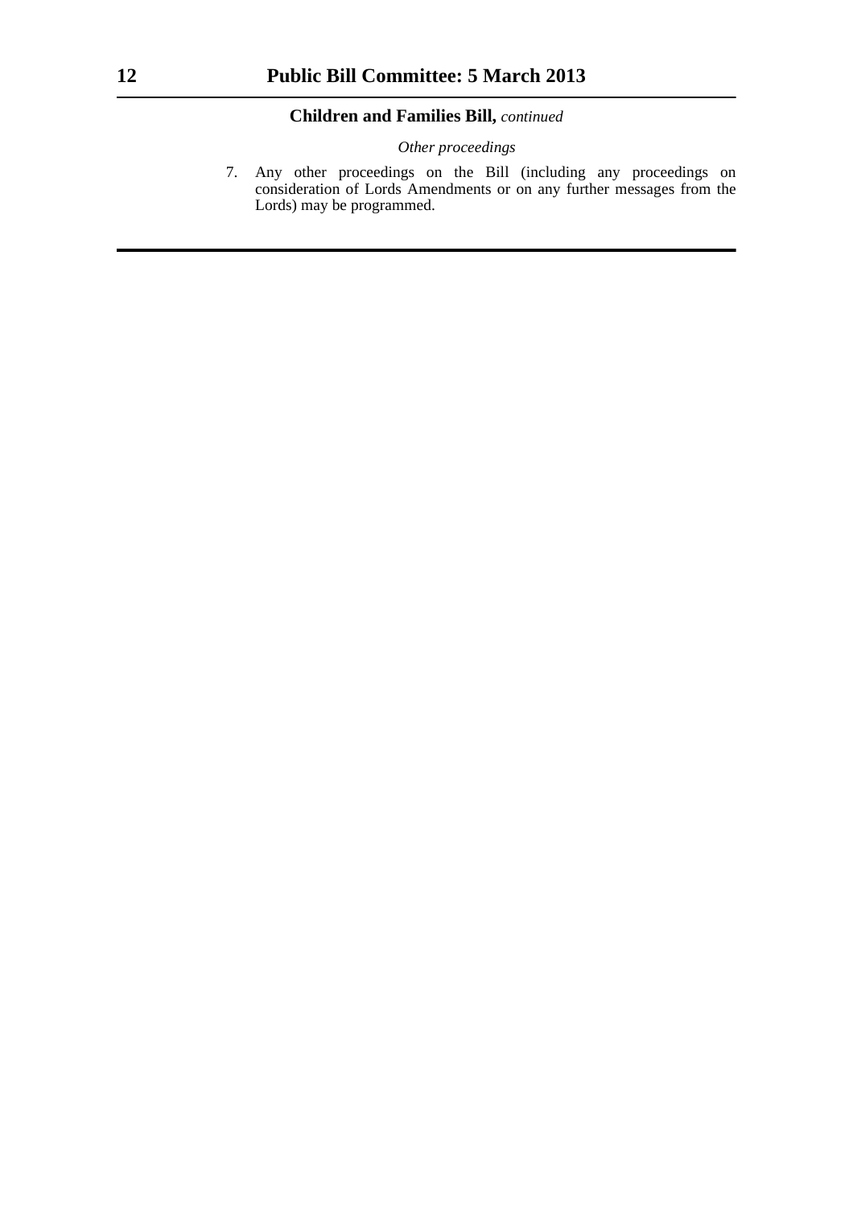**Children and Families Bill,** *continued*

*Other proceedings*

7. Any other proceedings on the Bill (including any proceedings on consideration of Lords Amendments or on any further messages from the Lords) may be programmed.